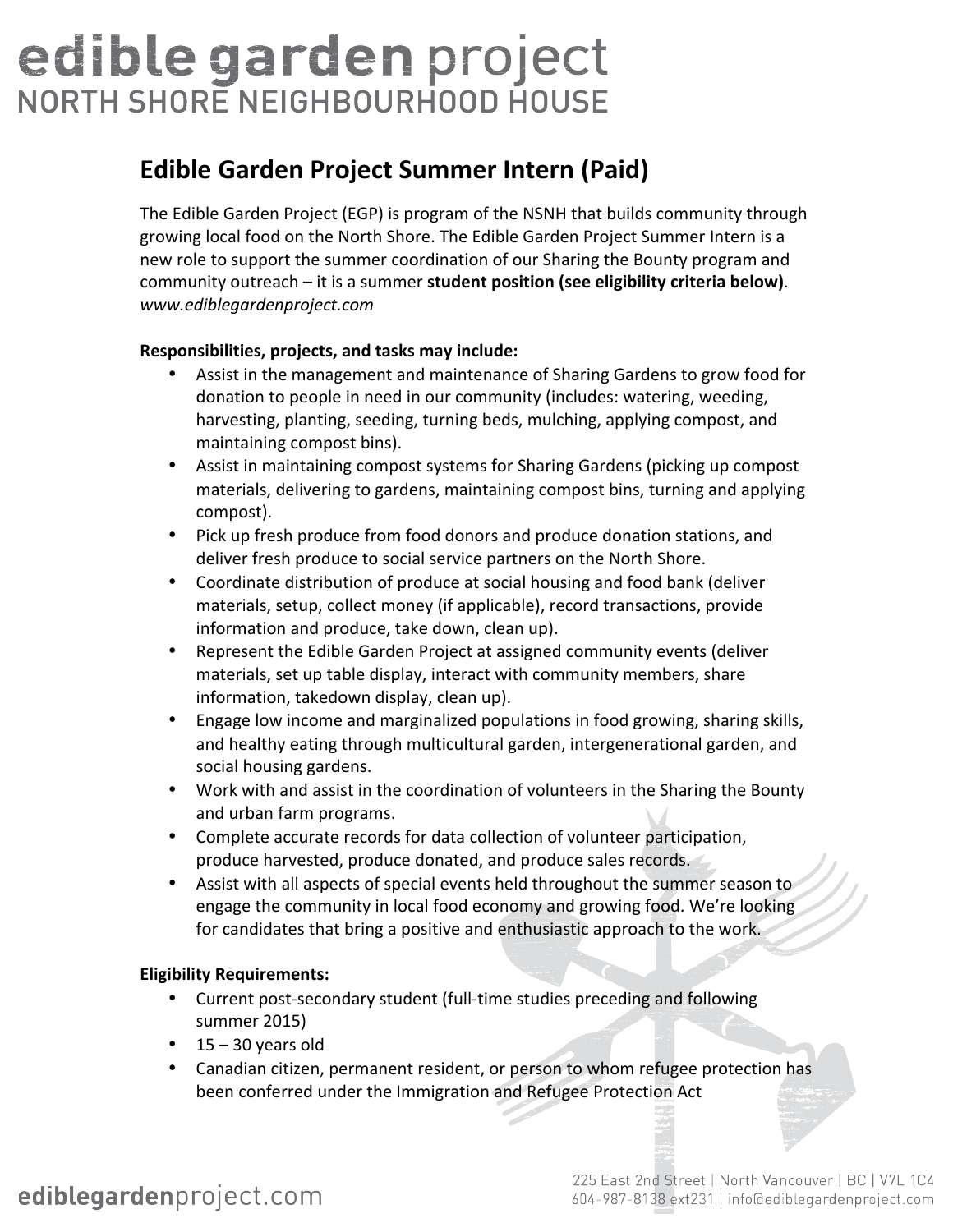# edible garden project
## NORTH SHORE NEIGHBOURHOOD HOUSE

## Edible Garden Project Summer Intern (Paid)

The Edible Garden Project (EGP) is program of the NSNH that builds community through growing local food on the North Shore. The Edible Garden Project Summer Intern is a new role to support the summer coordination of our Sharing the Bounty program and community outreach – it is a summer **student position (see eligibility criteria below)**. *www.ediblegardenproject.com*

**Responsibilities, projects, and tasks may include:**

- Assist in the management and maintenance of Sharing Gardens to grow food for donation to people in need in our community (includes: watering, weeding, harvesting, planting, seeding, turning beds, mulching, applying compost, and maintaining compost bins).
- Assist in maintaining compost systems for Sharing Gardens (picking up compost materials, delivering to gardens, maintaining compost bins, turning and applying compost).
- Pick up fresh produce from food donors and produce donation stations, and deliver fresh produce to social service partners on the North Shore.
- Coordinate distribution of produce at social housing and food bank (deliver materials, setup, collect money (if applicable), record transactions, provide information and produce, take down, clean up).
- Represent the Edible Garden Project at assigned community events (deliver materials, set up table display, interact with community members, share information, takedown display, clean up).
- Engage low income and marginalized populations in food growing, sharing skills, and healthy eating through multicultural garden, intergenerational garden, and social housing gardens.
- Work with and assist in the coordination of volunteers in the Sharing the Bounty and urban farm programs.
- Complete accurate records for data collection of volunteer participation, produce harvested, produce donated, and produce sales records.
- Assist with all aspects of special events held throughout the summer season to engage the community in local food economy and growing food. We're looking for candidates that bring a positive and enthusiastic approach to the work.

**Eligibility Requirements:**

- Current post-secondary student (full-time studies preceding and following summer 2015)
- 15 – 30 years old
- Canadian citizen, permanent resident, or person to whom refugee protection has been conferred under the Immigration and Refugee Protection Act

ediblegardenproject.com

225 East 2nd Street | North Vancouver | BC | V7L 1C4
604-987-8138 ext231 | info@ediblegardenproject.com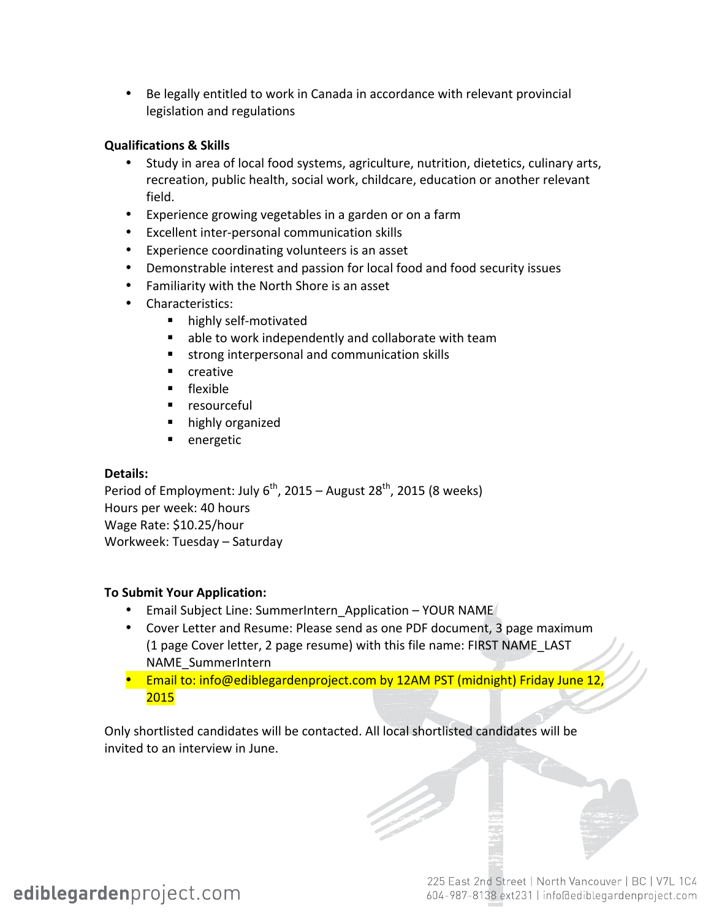- Be legally entitled to work in Canada in accordance with relevant provincial legislation and regulations

**Qualifications & Skills**

- Study in area of local food systems, agriculture, nutrition, dietetics, culinary arts, recreation, public health, social work, childcare, education or another relevant field.
- Experience growing vegetables in a garden or on a farm
- Excellent inter-personal communication skills
- Experience coordinating volunteers is an asset
- Demonstrable interest and passion for local food and food security issues
- Familiarity with the North Shore is an asset
- Characteristics:
  - highly self-motivated
  - able to work independently and collaborate with team
  - strong interpersonal and communication skills
  - creative
  - flexible
  - resourceful
  - highly organized
  - energetic

**Details:**

Period of Employment: July 6th, 2015 – August 28th, 2015 (8 weeks)
Hours per week: 40 hours
Wage Rate: $10.25/hour
Workweek: Tuesday – Saturday

**To Submit Your Application:**

- Email Subject Line: SummerIntern_Application – YOUR NAME
- Cover Letter and Resume: Please send as one PDF document, 3 page maximum (1 page Cover letter, 2 page resume) with this file name: FIRST NAME_LAST NAME_SummerIntern
- Email to: info@ediblegardenproject.com by 12AM PST (midnight) Friday June 12, 2015

Only shortlisted candidates will be contacted. All local shortlisted candidates will be invited to an interview in June.

ediblegardenproject.com

225 East 2nd Street | North Vancouver | BC | V7L 1C4
604-987-8138 ext231 | info@ediblegardenproject.com